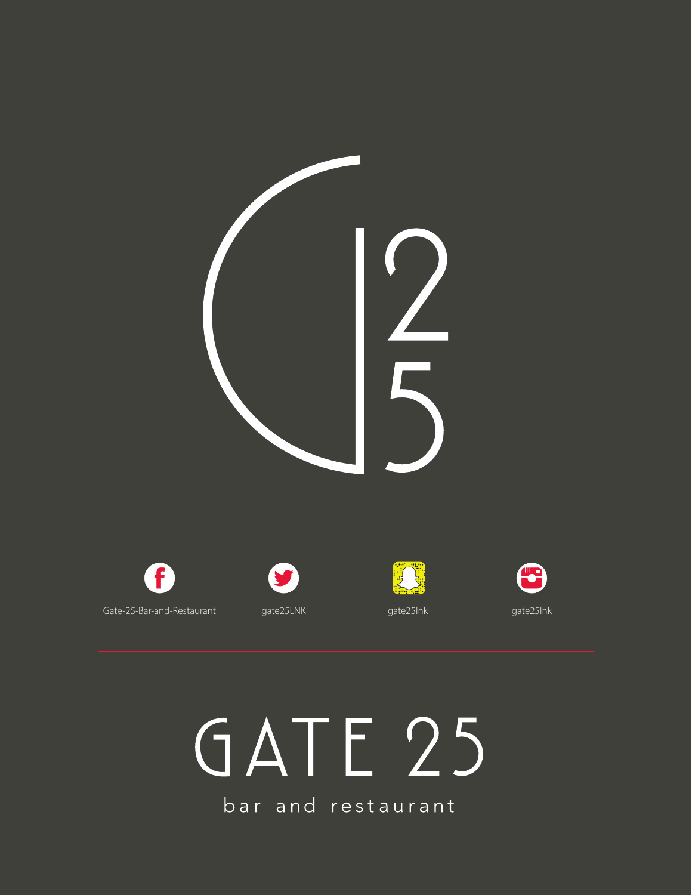Gate-25-Bar-and-Restaurant

gate25LNK

gate25lnk

gate25lnk

# GATE 25

bar and restaurant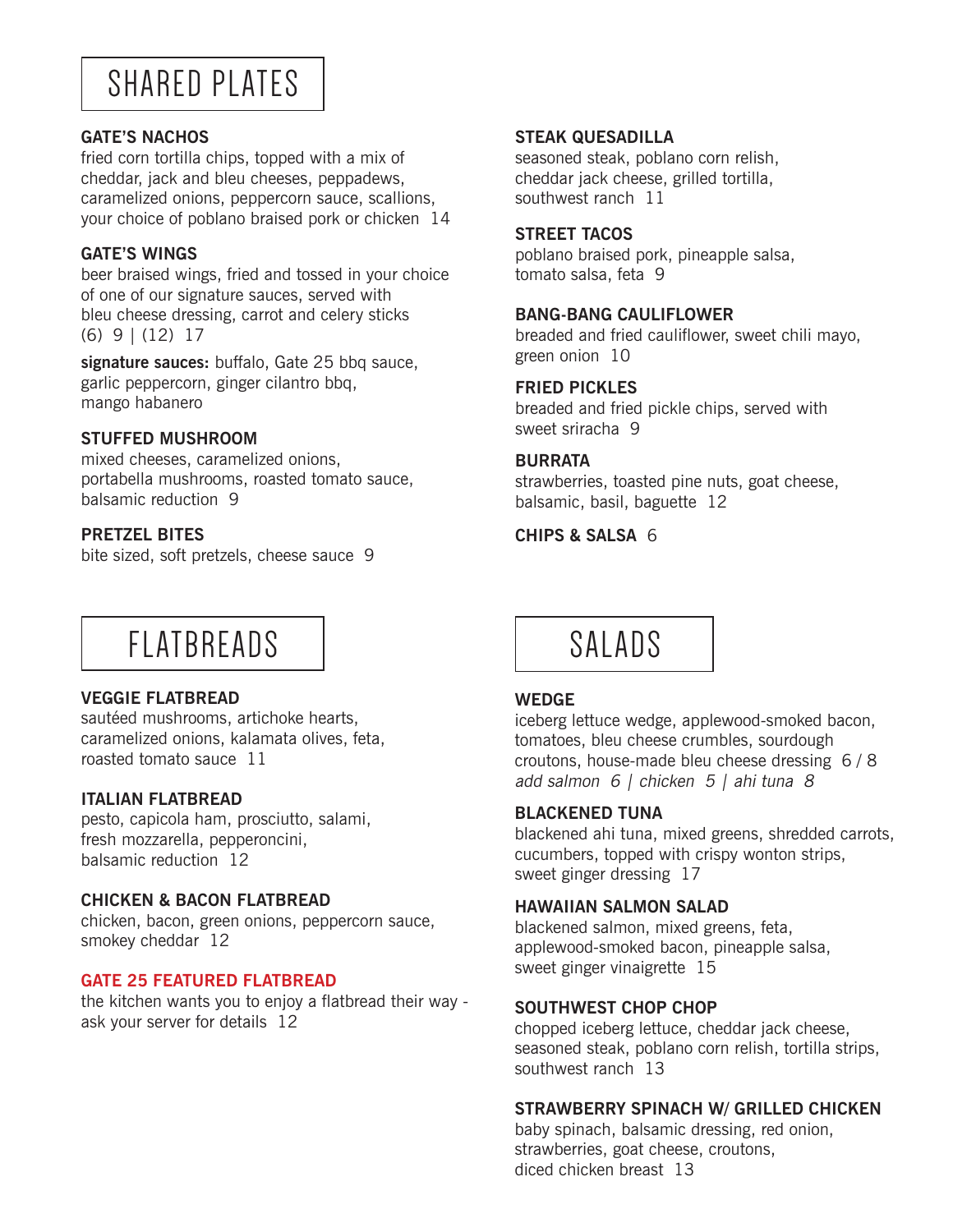# SHARED PLATES

### GATE'S NACHOS
fried corn tortilla chips, topped with a mix of cheddar, jack and bleu cheeses, peppadews, caramelized onions, peppercorn sauce, scallions, your choice of poblano braised pork or chicken 14

### GATE'S WINGS
beer braised wings, fried and tossed in your choice of one of our signature sauces, served with bleu cheese dressing, carrot and celery sticks
(6) 9 | (12) 17

**signature sauces:** buffalo, Gate 25 bbq sauce, garlic peppercorn, ginger cilantro bbq, mango habanero

### STUFFED MUSHROOM
mixed cheeses, caramelized onions, portabella mushrooms, roasted tomato sauce, balsamic reduction 9

### PRETZEL BITES
bite sized, soft pretzels, cheese sauce 9

### STEAK QUESADILLA
seasoned steak, poblano corn relish, cheddar jack cheese, grilled tortilla, southwest ranch 11

### STREET TACOS
poblano braised pork, pineapple salsa, tomato salsa, feta 9

### BANG-BANG CAULIFLOWER
breaded and fried cauliflower, sweet chili mayo, green onion 10

### FRIED PICKLES
breaded and fried pickle chips, served with sweet sriracha 9

### BURRATA
strawberries, toasted pine nuts, goat cheese, balsamic, basil, baguette 12

### CHIPS & SALSA 6

# FLATBREADS

### VEGGIE FLATBREAD
sautéed mushrooms, artichoke hearts, caramelized onions, kalamata olives, feta, roasted tomato sauce 11

### ITALIAN FLATBREAD
pesto, capicola ham, prosciutto, salami, fresh mozzarella, pepperoncini, balsamic reduction 12

### CHICKEN & BACON FLATBREAD
chicken, bacon, green onions, peppercorn sauce, smokey cheddar 12

### GATE 25 FEATURED FLATBREAD
the kitchen wants you to enjoy a flatbread their way - ask your server for details 12

# SALADS

### WEDGE
iceberg lettuce wedge, applewood-smoked bacon, tomatoes, bleu cheese crumbles, sourdough croutons, house-made bleu cheese dressing 6 / 8
*add salmon 6 | chicken 5 | ahi tuna 8*

### BLACKENED TUNA
blackened ahi tuna, mixed greens, shredded carrots, cucumbers, topped with crispy wonton strips, sweet ginger dressing 17

### HAWAIIAN SALMON SALAD
blackened salmon, mixed greens, feta, applewood-smoked bacon, pineapple salsa, sweet ginger vinaigrette 15

### SOUTHWEST CHOP CHOP
chopped iceberg lettuce, cheddar jack cheese, seasoned steak, poblano corn relish, tortilla strips, southwest ranch 13

### STRAWBERRY SPINACH W/ GRILLED CHICKEN
baby spinach, balsamic dressing, red onion, strawberries, goat cheese, croutons, diced chicken breast 13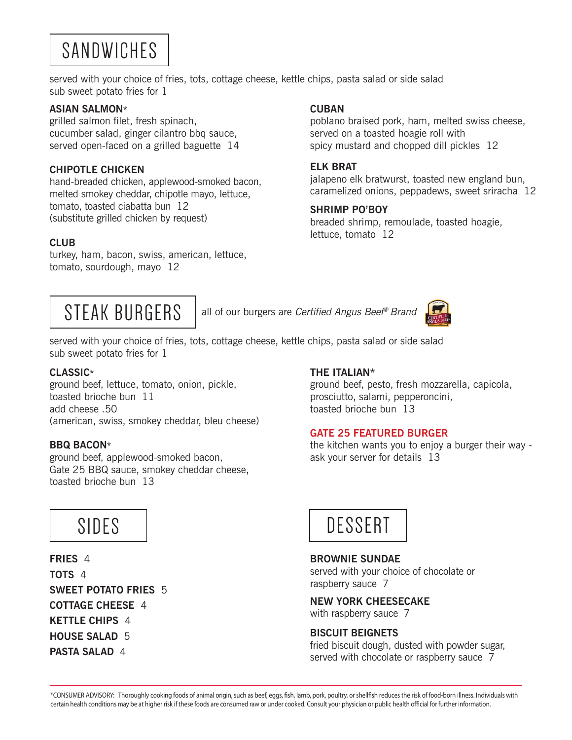# SANDWICHES

served with your choice of fries, tots, cottage cheese, kettle chips, pasta salad or side salad
sub sweet potato fries for 1

**ASIAN SALMON***
grilled salmon filet, fresh spinach, cucumber salad, ginger cilantro bbq sauce, served open-faced on a grilled baguette 14

**CHIPOTLE CHICKEN**
hand-breaded chicken, applewood-smoked bacon, melted smokey cheddar, chipotle mayo, lettuce, tomato, toasted ciabatta bun 12
(substitute grilled chicken by request)

**CLUB**
turkey, ham, bacon, swiss, american, lettuce, tomato, sourdough, mayo 12

**CUBAN**
poblano braised pork, ham, melted swiss cheese, served on a toasted hoagie roll with spicy mustard and chopped dill pickles 12

**ELK BRAT**
jalapeno elk bratwurst, toasted new england bun, caramelized onions, peppadews, sweet sriracha 12

**SHRIMP PO'BOY**
breaded shrimp, remoulade, toasted hoagie, lettuce, tomato 12

# STEAK BURGERS

all of our burgers are *Certified Angus Beef® Brand*

served with your choice of fries, tots, cottage cheese, kettle chips, pasta salad or side salad
sub sweet potato fries for 1

**CLASSIC***
ground beef, lettuce, tomato, onion, pickle, toasted brioche bun 11
add cheese .50
(american, swiss, smokey cheddar, bleu cheese)

**BBQ BACON***
ground beef, applewood-smoked bacon, Gate 25 BBQ sauce, smokey cheddar cheese, toasted brioche bun 13

**THE ITALIAN***
ground beef, pesto, fresh mozzarella, capicola, prosciutto, salami, pepperoncini, toasted brioche bun 13

**GATE 25 FEATURED BURGER**
the kitchen wants you to enjoy a burger their way - ask your server for details 13

# SIDES

**FRIES** 4
**TOTS** 4
**SWEET POTATO FRIES** 5
**COTTAGE CHEESE** 4
**KETTLE CHIPS** 4
**HOUSE SALAD** 5
**PASTA SALAD** 4

# DESSERT

**BROWNIE SUNDAE**
served with your choice of chocolate or raspberry sauce 7

**NEW YORK CHEESECAKE**
with raspberry sauce 7

**BISCUIT BEIGNETS**
fried biscuit dough, dusted with powder sugar, served with chocolate or raspberry sauce 7

---

*CONSUMER ADVISORY: Thoroughly cooking foods of animal origin, such as beef, eggs, fish, lamb, pork, poultry, or shellfish reduces the risk of food-born illness. Individuals with certain health conditions may be at higher risk if these foods are consumed raw or under cooked. Consult your physician or public health official for further information.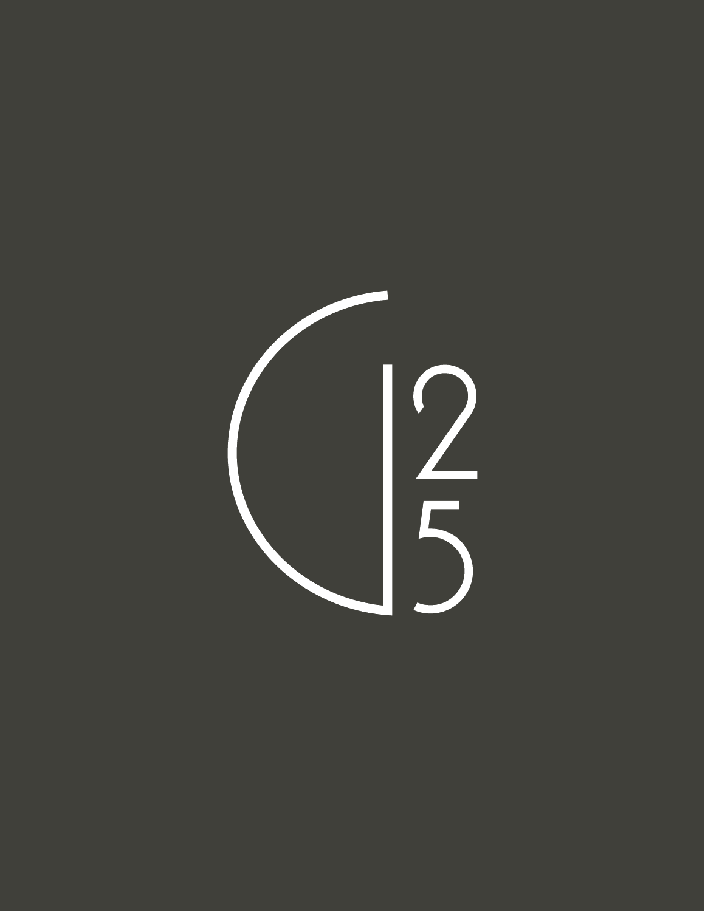2

5